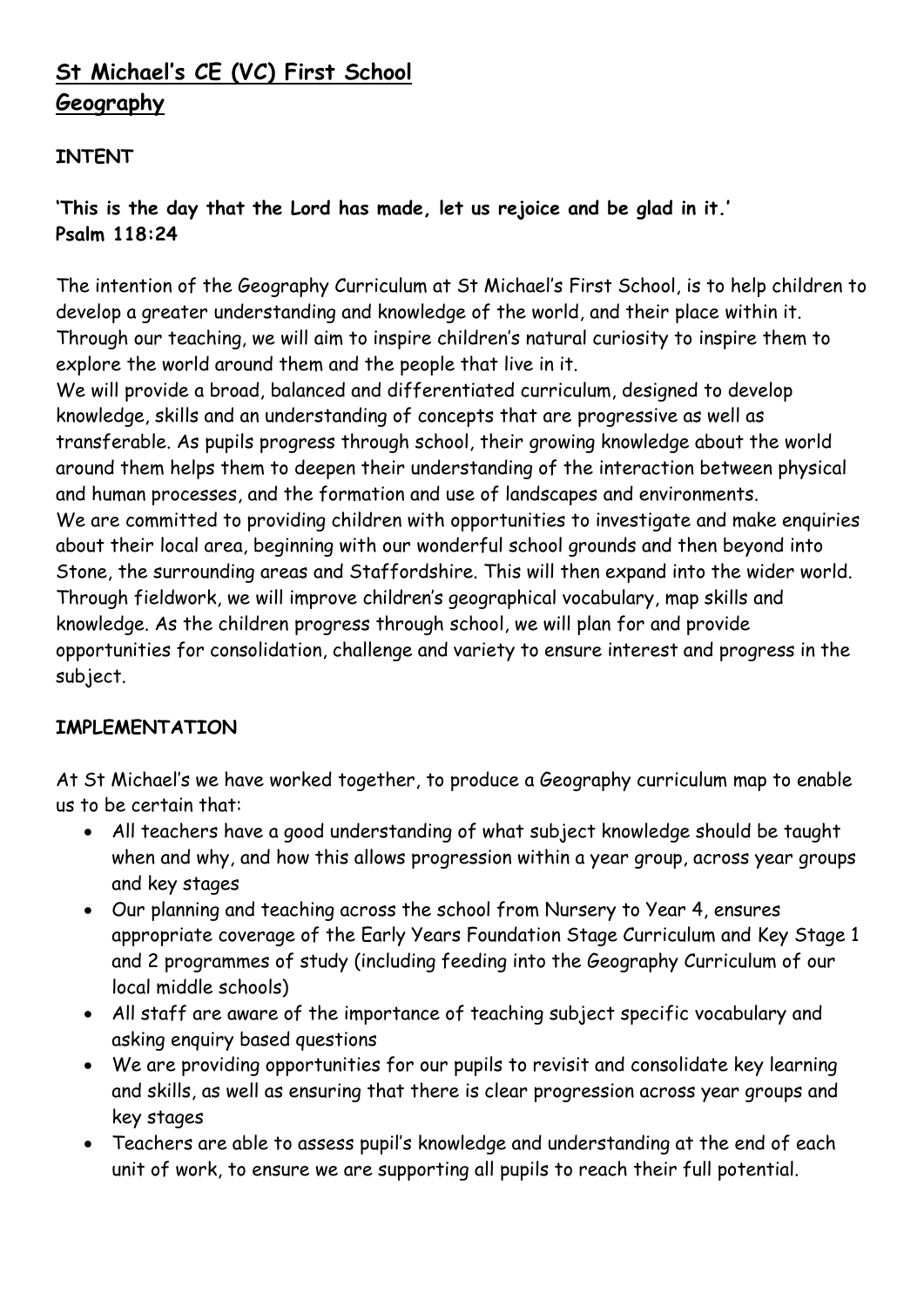# St Michael's CE (VC) First School

## Geography

### INTENT

**'This is the day that the Lord has made, let us rejoice and be glad in it.'**
**Psalm 118:24**

The intention of the Geography Curriculum at St Michael's First School, is to help children to develop a greater understanding and knowledge of the world, and their place within it. Through our teaching, we will aim to inspire children's natural curiosity to inspire them to explore the world around them and the people that live in it.

We will provide a broad, balanced and differentiated curriculum, designed to develop knowledge, skills and an understanding of concepts that are progressive as well as transferable. As pupils progress through school, their growing knowledge about the world around them helps them to deepen their understanding of the interaction between physical and human processes, and the formation and use of landscapes and environments.

We are committed to providing children with opportunities to investigate and make enquiries about their local area, beginning with our wonderful school grounds and then beyond into Stone, the surrounding areas and Staffordshire. This will then expand into the wider world. Through fieldwork, we will improve children's geographical vocabulary, map skills and knowledge. As the children progress through school, we will plan for and provide opportunities for consolidation, challenge and variety to ensure interest and progress in the subject.

### IMPLEMENTATION

At St Michael's we have worked together, to produce a Geography curriculum map to enable us to be certain that:

- All teachers have a good understanding of what subject knowledge should be taught when and why, and how this allows progression within a year group, across year groups and key stages
- Our planning and teaching across the school from Nursery to Year 4, ensures appropriate coverage of the Early Years Foundation Stage Curriculum and Key Stage 1 and 2 programmes of study (including feeding into the Geography Curriculum of our local middle schools)
- All staff are aware of the importance of teaching subject specific vocabulary and asking enquiry based questions
- We are providing opportunities for our pupils to revisit and consolidate key learning and skills, as well as ensuring that there is clear progression across year groups and key stages
- Teachers are able to assess pupil's knowledge and understanding at the end of each unit of work, to ensure we are supporting all pupils to reach their full potential.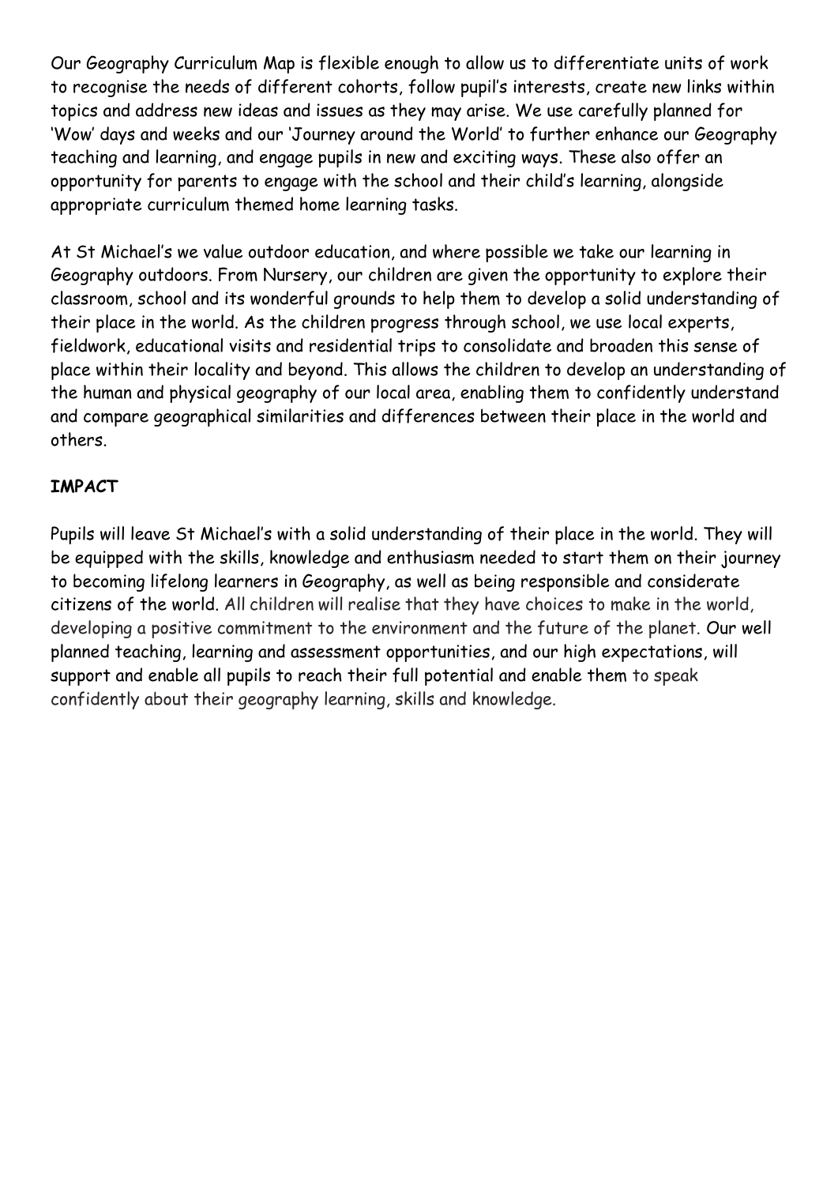Our Geography Curriculum Map is flexible enough to allow us to differentiate units of work to recognise the needs of different cohorts, follow pupil's interests, create new links within topics and address new ideas and issues as they may arise. We use carefully planned for 'Wow' days and weeks and our 'Journey around the World' to further enhance our Geography teaching and learning, and engage pupils in new and exciting ways. These also offer an opportunity for parents to engage with the school and their child's learning, alongside appropriate curriculum themed home learning tasks.

At St Michael's we value outdoor education, and where possible we take our learning in Geography outdoors. From Nursery, our children are given the opportunity to explore their classroom, school and its wonderful grounds to help them to develop a solid understanding of their place in the world. As the children progress through school, we use local experts, fieldwork, educational visits and residential trips to consolidate and broaden this sense of place within their locality and beyond. This allows the children to develop an understanding of the human and physical geography of our local area, enabling them to confidently understand and compare geographical similarities and differences between their place in the world and others.

**IMPACT**

Pupils will leave St Michael's with a solid understanding of their place in the world. They will be equipped with the skills, knowledge and enthusiasm needed to start them on their journey to becoming lifelong learners in Geography, as well as being responsible and considerate citizens of the world. All children will realise that they have choices to make in the world, developing a positive commitment to the environment and the future of the planet. Our well planned teaching, learning and assessment opportunities, and our high expectations, will support and enable all pupils to reach their full potential and enable them to speak confidently about their geography learning, skills and knowledge.